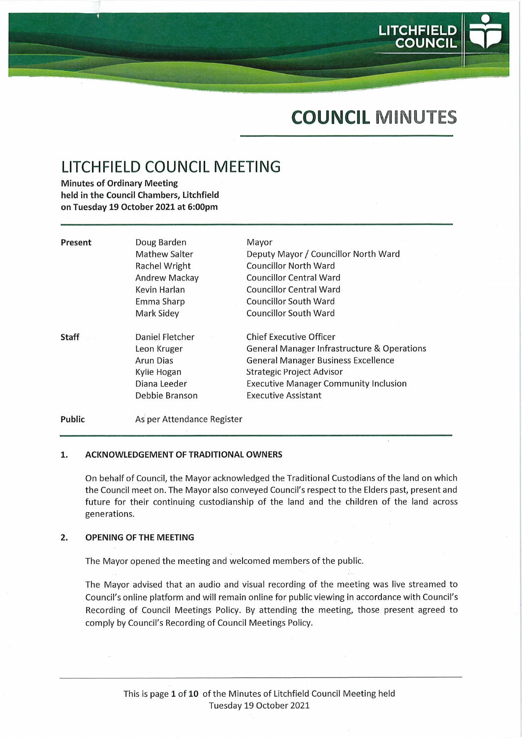LITCHFIELD COUNCIL

# COUNCIL MINUTES

## LITCHFIELD COUNCIL MEETING

**Minutes of Ordinary Meeting**
**held in the Council Chambers, Litchfield**
**on Tuesday 19 October 2021 at 6:00pm**

| | | |
|---|---|---|
| **Present** | Doug Barden | Mayor |
| | Mathew Salter | Deputy Mayor / Councillor North Ward |
| | Rachel Wright | Councillor North Ward |
| | Andrew Mackay | Councillor Central Ward |
| | Kevin Harlan | Councillor Central Ward |
| | Emma Sharp | Councillor South Ward |
| | Mark Sidey | Councillor South Ward |
| **Staff** | Daniel Fletcher | Chief Executive Officer |
| | Leon Kruger | General Manager Infrastructure & Operations |
| | Arun Dias | General Manager Business Excellence |
| | Kylie Hogan | Strategic Project Advisor |
| | Diana Leeder | Executive Manager Community Inclusion |
| | Debbie Branson | Executive Assistant |
| **Public** | As per Attendance Register | |

### 1. ACKNOWLEDGEMENT OF TRADITIONAL OWNERS

On behalf of Council, the Mayor acknowledged the Traditional Custodians of the land on which the Council meet on. The Mayor also conveyed Council's respect to the Elders past, present and future for their continuing custodianship of the land and the children of the land across generations.

### 2. OPENING OF THE MEETING

The Mayor opened the meeting and welcomed members of the public.

The Mayor advised that an audio and visual recording of the meeting was live streamed to Council's online platform and will remain online for public viewing in accordance with Council's Recording of Council Meetings Policy. By attending the meeting, those present agreed to comply by Council's Recording of Council Meetings Policy.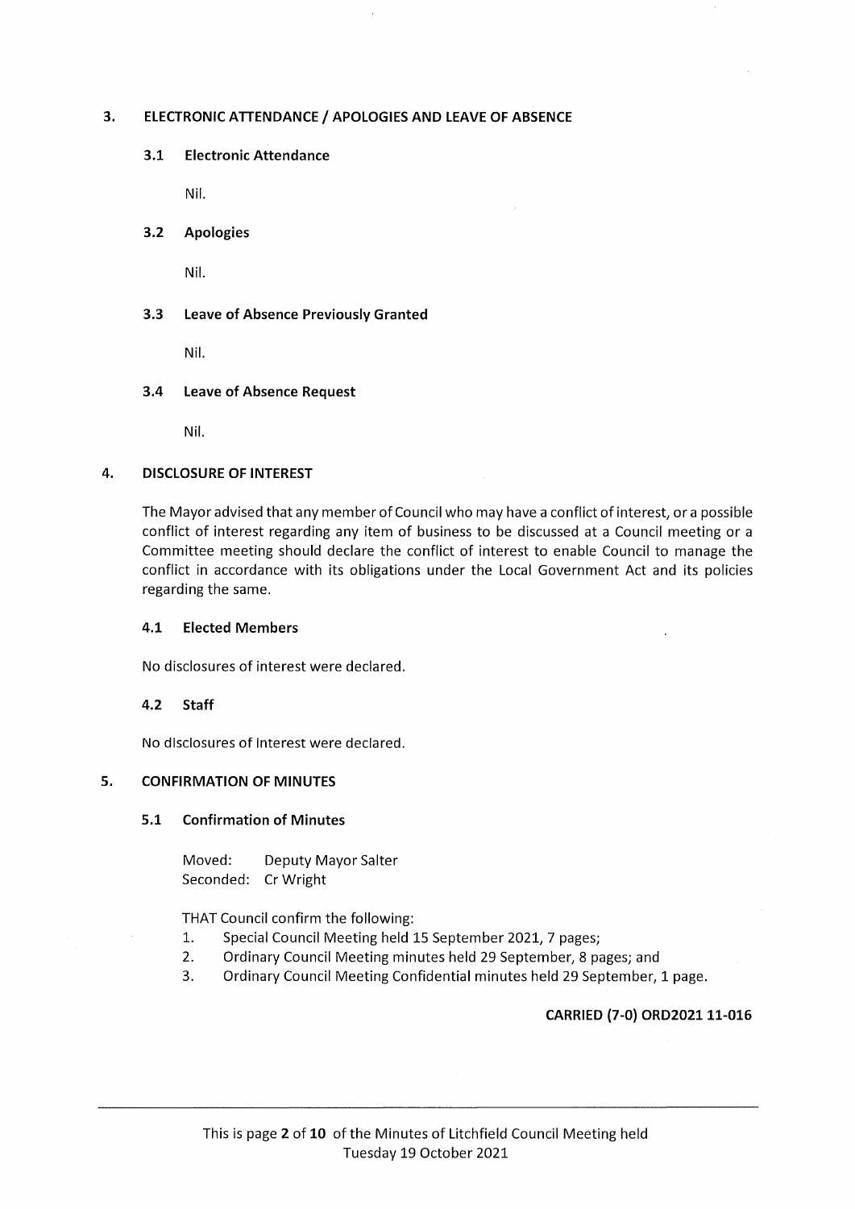## 3. ELECTRONIC ATTENDANCE / APOLOGIES AND LEAVE OF ABSENCE

### 3.1 Electronic Attendance

Nil.

### 3.2 Apologies

Nil.

### 3.3 Leave of Absence Previously Granted

Nil.

### 3.4 Leave of Absence Request

Nil.

## 4. DISCLOSURE OF INTEREST

The Mayor advised that any member of Council who may have a conflict of interest, or a possible conflict of interest regarding any item of business to be discussed at a Council meeting or a Committee meeting should declare the conflict of interest to enable Council to manage the conflict in accordance with its obligations under the Local Government Act and its policies regarding the same.

### 4.1 Elected Members

No disclosures of interest were declared.

### 4.2 Staff

No disclosures of interest were declared.

## 5. CONFIRMATION OF MINUTES

### 5.1 Confirmation of Minutes

Moved: Deputy Mayor Salter
Seconded: Cr Wright

THAT Council confirm the following:

1. Special Council Meeting held 15 September 2021, 7 pages;
2. Ordinary Council Meeting minutes held 29 September, 8 pages; and
3. Ordinary Council Meeting Confidential minutes held 29 September, 1 page.

**CARRIED (7-0) ORD2021 11-016**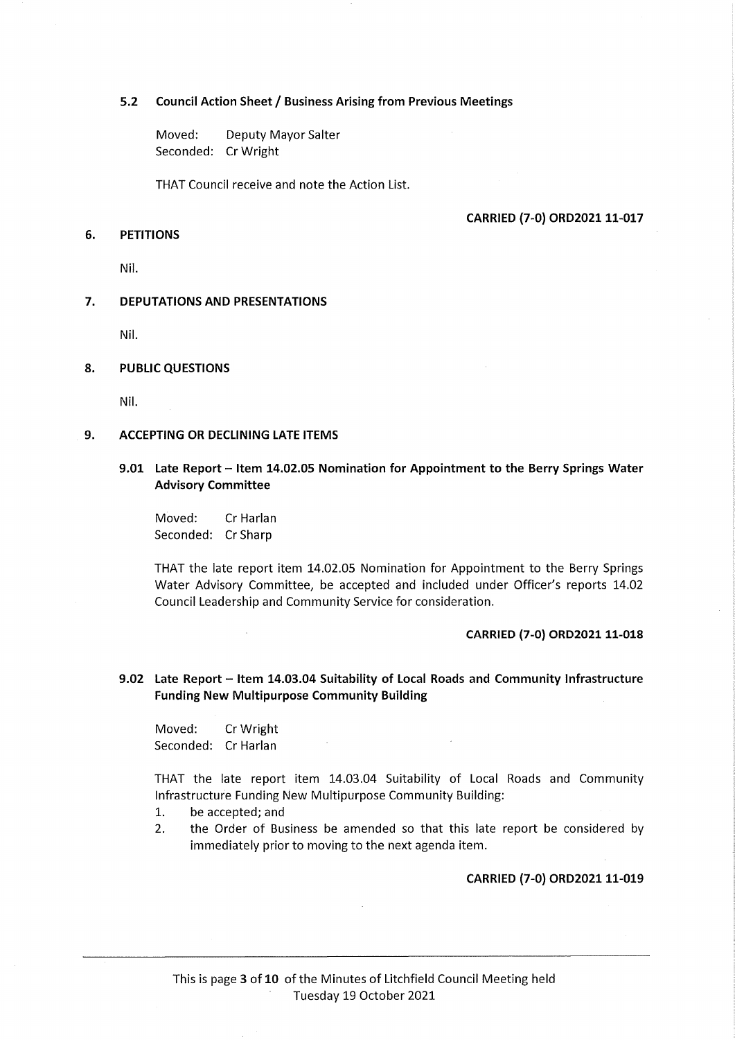### 5.2 Council Action Sheet / Business Arising from Previous Meetings

Moved: Deputy Mayor Salter
Seconded: Cr Wright

THAT Council receive and note the Action List.

**CARRIED (7-0) ORD2021 11-017**

## 6. PETITIONS

Nil.

## 7. DEPUTATIONS AND PRESENTATIONS

Nil.

## 8. PUBLIC QUESTIONS

Nil.

## 9. ACCEPTING OR DECLINING LATE ITEMS

### 9.01 Late Report – Item 14.02.05 Nomination for Appointment to the Berry Springs Water Advisory Committee

Moved: Cr Harlan
Seconded: Cr Sharp

THAT the late report item 14.02.05 Nomination for Appointment to the Berry Springs Water Advisory Committee, be accepted and included under Officer's reports 14.02 Council Leadership and Community Service for consideration.

**CARRIED (7-0) ORD2021 11-018**

### 9.02 Late Report – Item 14.03.04 Suitability of Local Roads and Community Infrastructure Funding New Multipurpose Community Building

Moved: Cr Wright
Seconded: Cr Harlan

THAT the late report item 14.03.04 Suitability of Local Roads and Community Infrastructure Funding New Multipurpose Community Building:

1. be accepted; and
2. the Order of Business be amended so that this late report be considered by immediately prior to moving to the next agenda item.

**CARRIED (7-0) ORD2021 11-019**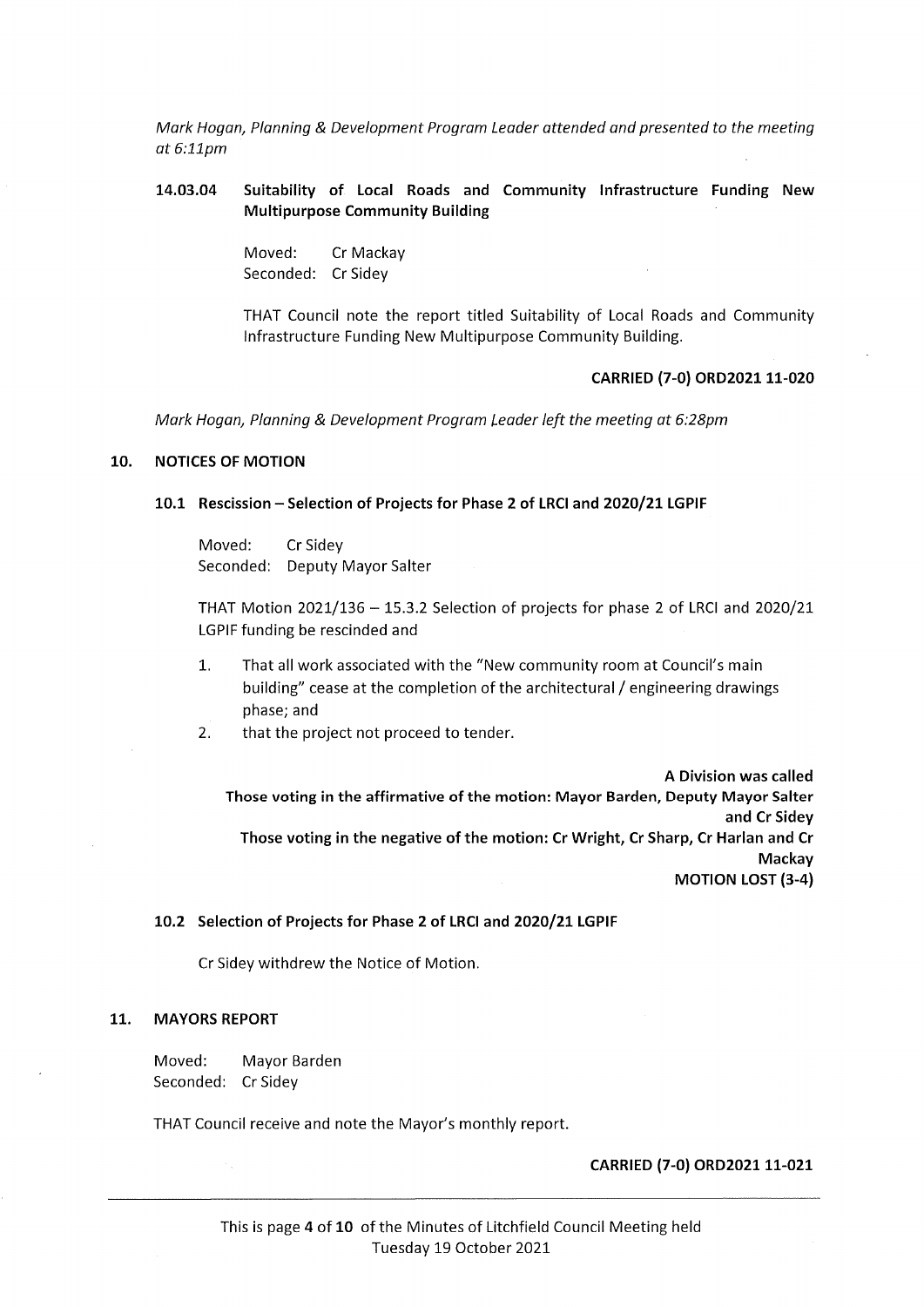*Mark Hogan, Planning & Development Program Leader attended and presented to the meeting at 6:11pm*

### 14.03.04 Suitability of Local Roads and Community Infrastructure Funding New Multipurpose Community Building

Moved: Cr Mackay
Seconded: Cr Sidey

THAT Council note the report titled Suitability of Local Roads and Community Infrastructure Funding New Multipurpose Community Building.

**CARRIED (7-0) ORD2021 11-020**

*Mark Hogan, Planning & Development Program Leader left the meeting at 6:28pm*

## 10. NOTICES OF MOTION

### 10.1 Rescission – Selection of Projects for Phase 2 of LRCI and 2020/21 LGPIF

Moved: Cr Sidey
Seconded: Deputy Mayor Salter

THAT Motion 2021/136 – 15.3.2 Selection of projects for phase 2 of LRCI and 2020/21 LGPIF funding be rescinded and

1. That all work associated with the "New community room at Council's main building" cease at the completion of the architectural / engineering drawings phase; and
2. that the project not proceed to tender.

**A Division was called**
**Those voting in the affirmative of the motion: Mayor Barden, Deputy Mayor Salter and Cr Sidey**
**Those voting in the negative of the motion: Cr Wright, Cr Sharp, Cr Harlan and Cr Mackay**
**MOTION LOST (3-4)**

### 10.2 Selection of Projects for Phase 2 of LRCI and 2020/21 LGPIF

Cr Sidey withdrew the Notice of Motion.

## 11. MAYORS REPORT

Moved: Mayor Barden
Seconded: Cr Sidey

THAT Council receive and note the Mayor's monthly report.

**CARRIED (7-0) ORD2021 11-021**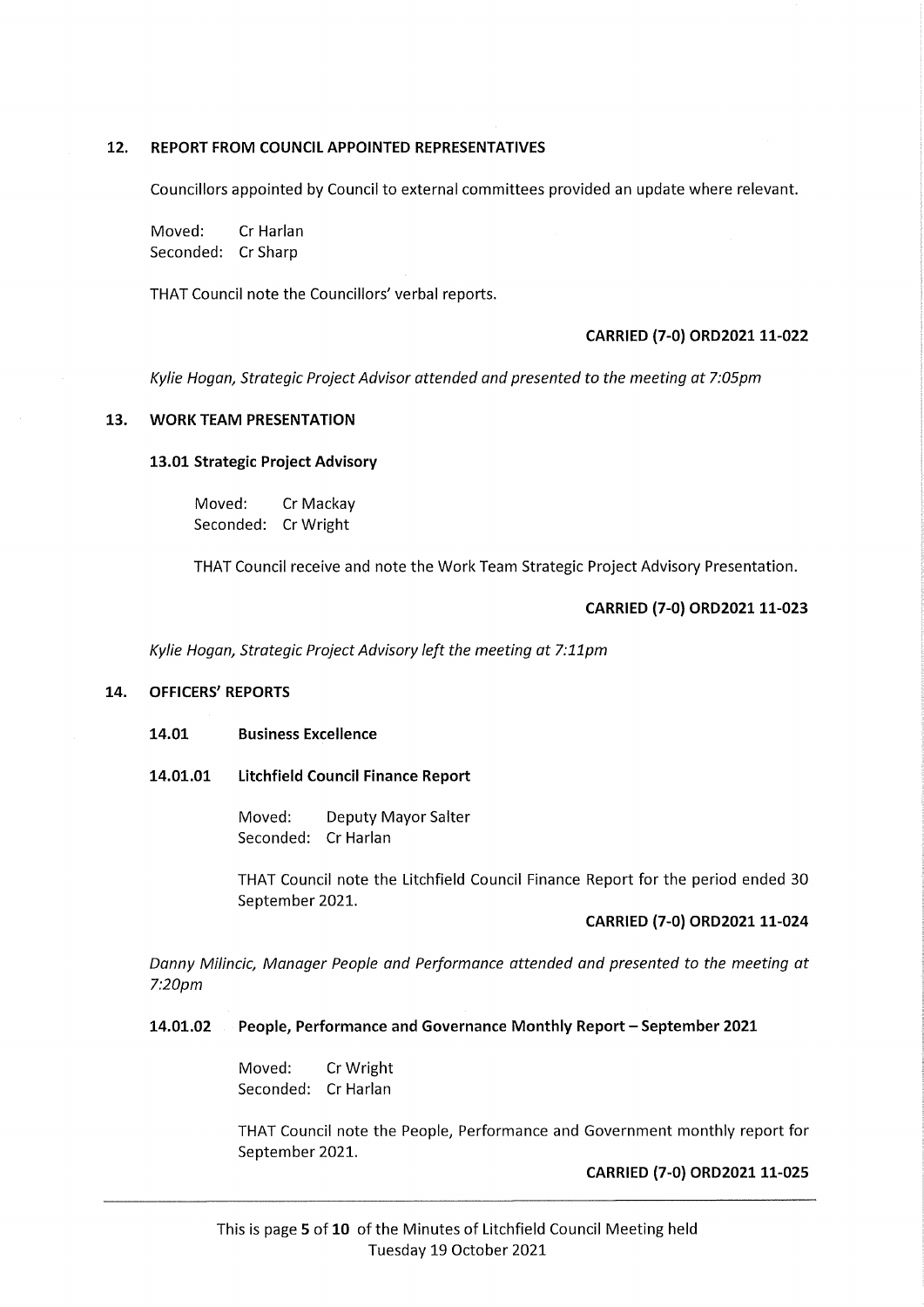## 12. REPORT FROM COUNCIL APPOINTED REPRESENTATIVES

Councillors appointed by Council to external committees provided an update where relevant.

Moved: Cr Harlan
Seconded: Cr Sharp

THAT Council note the Councillors' verbal reports.

**CARRIED (7-0) ORD2021 11-022**

*Kylie Hogan, Strategic Project Advisor attended and presented to the meeting at 7:05pm*

## 13. WORK TEAM PRESENTATION

### 13.01 Strategic Project Advisory

Moved: Cr Mackay
Seconded: Cr Wright

THAT Council receive and note the Work Team Strategic Project Advisory Presentation.

**CARRIED (7-0) ORD2021 11-023**

*Kylie Hogan, Strategic Project Advisory left the meeting at 7:11pm*

## 14. OFFICERS' REPORTS

### 14.01 Business Excellence

### 14.01.01 Litchfield Council Finance Report

Moved: Deputy Mayor Salter
Seconded: Cr Harlan

THAT Council note the Litchfield Council Finance Report for the period ended 30 September 2021.

**CARRIED (7-0) ORD2021 11-024**

*Danny Milincic, Manager People and Performance attended and presented to the meeting at 7:20pm*

### 14.01.02 People, Performance and Governance Monthly Report – September 2021

Moved: Cr Wright
Seconded: Cr Harlan

THAT Council note the People, Performance and Government monthly report for September 2021.

**CARRIED (7-0) ORD2021 11-025**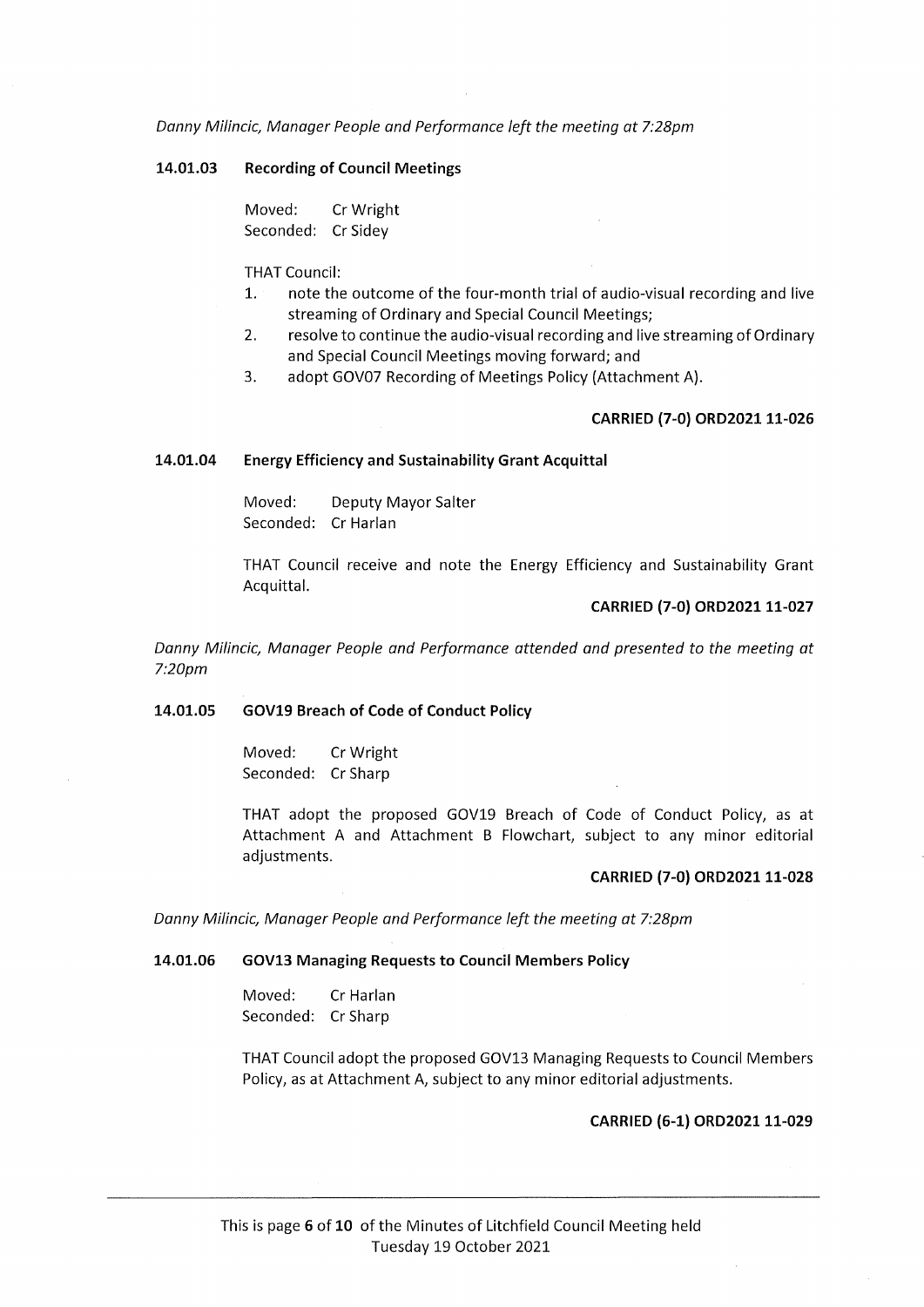*Danny Milincic, Manager People and Performance left the meeting at 7:28pm*

### 14.01.03 Recording of Council Meetings

Moved: Cr Wright
Seconded: Cr Sidey

THAT Council:

1. note the outcome of the four-month trial of audio-visual recording and live streaming of Ordinary and Special Council Meetings;
2. resolve to continue the audio-visual recording and live streaming of Ordinary and Special Council Meetings moving forward; and
3. adopt GOV07 Recording of Meetings Policy (Attachment A).

**CARRIED (7-0) ORD2021 11-026**

### 14.01.04 Energy Efficiency and Sustainability Grant Acquittal

Moved: Deputy Mayor Salter
Seconded: Cr Harlan

THAT Council receive and note the Energy Efficiency and Sustainability Grant Acquittal.

**CARRIED (7-0) ORD2021 11-027**

*Danny Milincic, Manager People and Performance attended and presented to the meeting at 7:20pm*

### 14.01.05 GOV19 Breach of Code of Conduct Policy

Moved: Cr Wright
Seconded: Cr Sharp

THAT adopt the proposed GOV19 Breach of Code of Conduct Policy, as at Attachment A and Attachment B Flowchart, subject to any minor editorial adjustments.

**CARRIED (7-0) ORD2021 11-028**

*Danny Milincic, Manager People and Performance left the meeting at 7:28pm*

### 14.01.06 GOV13 Managing Requests to Council Members Policy

Moved: Cr Harlan
Seconded: Cr Sharp

THAT Council adopt the proposed GOV13 Managing Requests to Council Members Policy, as at Attachment A, subject to any minor editorial adjustments.

**CARRIED (6-1) ORD2021 11-029**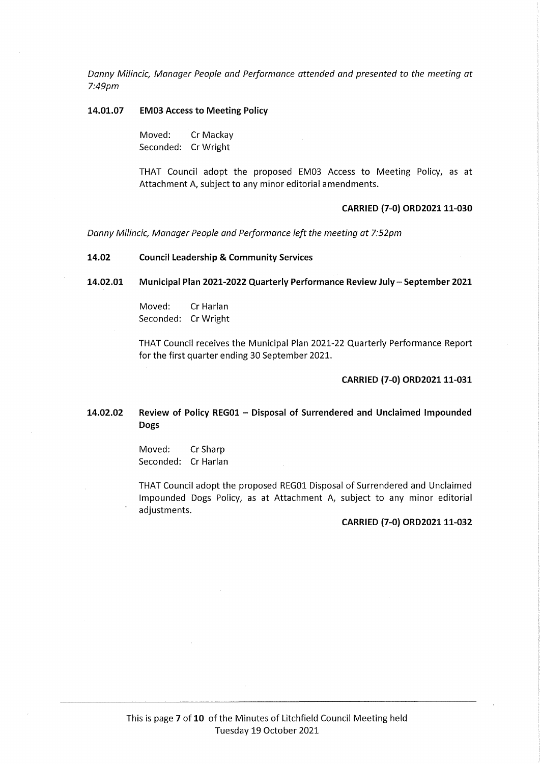*Danny Milincic, Manager People and Performance attended and presented to the meeting at 7:49pm*

**14.01.07 EM03 Access to Meeting Policy**

Moved: Cr Mackay
Seconded: Cr Wright

THAT Council adopt the proposed EM03 Access to Meeting Policy, as at Attachment A, subject to any minor editorial amendments.

**CARRIED (7-0) ORD2021 11-030**

*Danny Milincic, Manager People and Performance left the meeting at 7:52pm*

**14.02 Council Leadership & Community Services**

**14.02.01 Municipal Plan 2021-2022 Quarterly Performance Review July – September 2021**

Moved: Cr Harlan
Seconded: Cr Wright

THAT Council receives the Municipal Plan 2021-22 Quarterly Performance Report for the first quarter ending 30 September 2021.

**CARRIED (7-0) ORD2021 11-031**

**14.02.02 Review of Policy REG01 – Disposal of Surrendered and Unclaimed Impounded Dogs**

Moved: Cr Sharp
Seconded: Cr Harlan

THAT Council adopt the proposed REG01 Disposal of Surrendered and Unclaimed Impounded Dogs Policy, as at Attachment A, subject to any minor editorial adjustments.

**CARRIED (7-0) ORD2021 11-032**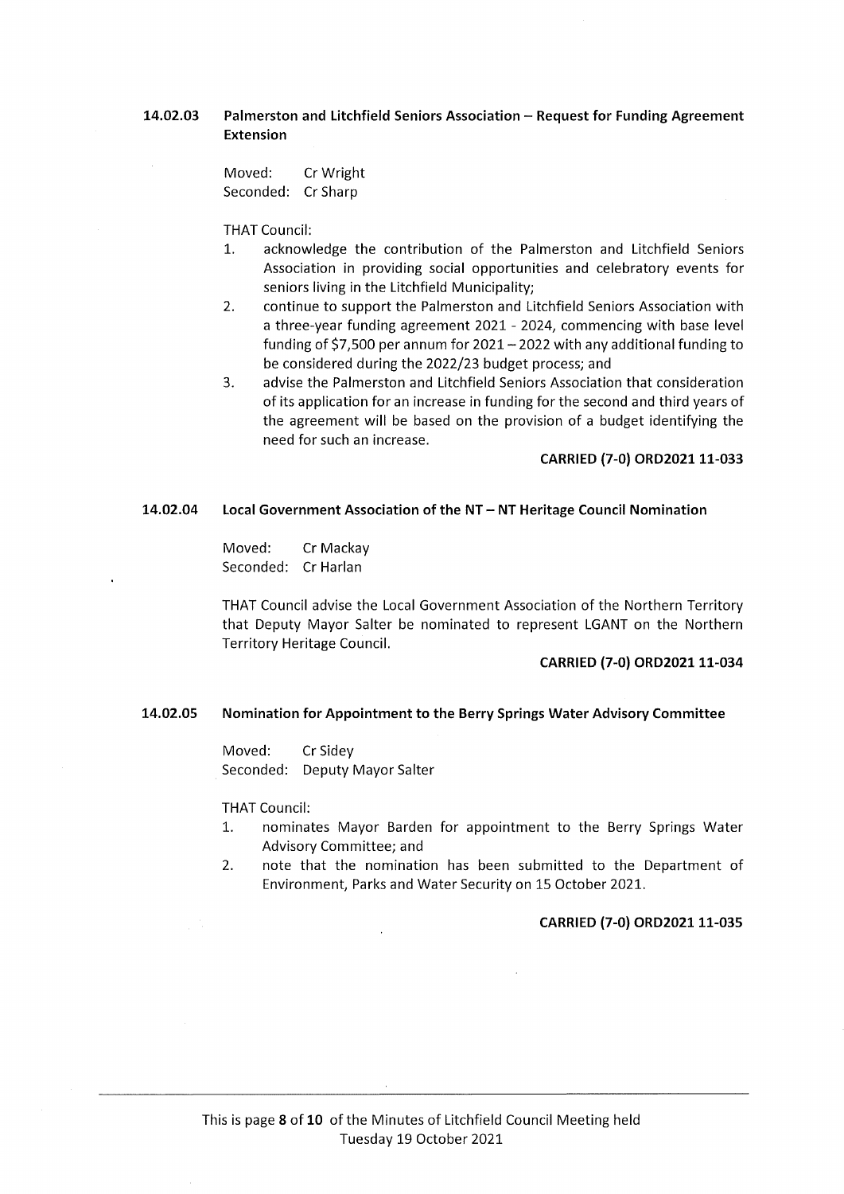### 14.02.03 Palmerston and Litchfield Seniors Association – Request for Funding Agreement Extension

Moved: Cr Wright
Seconded: Cr Sharp

THAT Council:

1. acknowledge the contribution of the Palmerston and Litchfield Seniors Association in providing social opportunities and celebratory events for seniors living in the Litchfield Municipality;
2. continue to support the Palmerston and Litchfield Seniors Association with a three-year funding agreement 2021 - 2024, commencing with base level funding of $7,500 per annum for 2021 – 2022 with any additional funding to be considered during the 2022/23 budget process; and
3. advise the Palmerston and Litchfield Seniors Association that consideration of its application for an increase in funding for the second and third years of the agreement will be based on the provision of a budget identifying the need for such an increase.

**CARRIED (7-0) ORD2021 11-033**

### 14.02.04 Local Government Association of the NT – NT Heritage Council Nomination

Moved: Cr Mackay
Seconded: Cr Harlan

THAT Council advise the Local Government Association of the Northern Territory that Deputy Mayor Salter be nominated to represent LGANT on the Northern Territory Heritage Council.

**CARRIED (7-0) ORD2021 11-034**

### 14.02.05 Nomination for Appointment to the Berry Springs Water Advisory Committee

Moved: Cr Sidey
Seconded: Deputy Mayor Salter

THAT Council:

1. nominates Mayor Barden for appointment to the Berry Springs Water Advisory Committee; and
2. note that the nomination has been submitted to the Department of Environment, Parks and Water Security on 15 October 2021.

**CARRIED (7-0) ORD2021 11-035**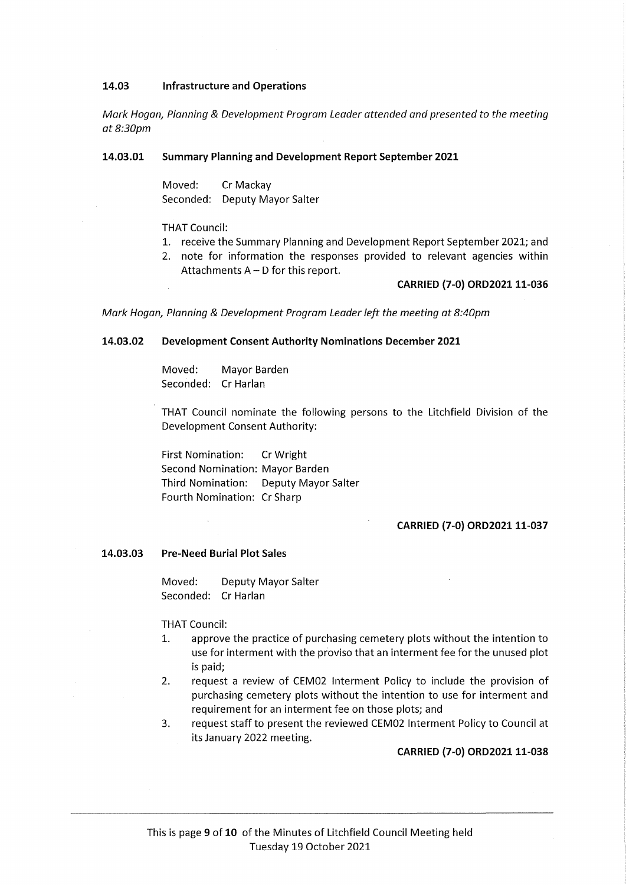### 14.03 Infrastructure and Operations

*Mark Hogan, Planning & Development Program Leader attended and presented to the meeting at 8:30pm*

#### 14.03.01 Summary Planning and Development Report September 2021

Moved: Cr Mackay
Seconded: Deputy Mayor Salter

THAT Council:

1. receive the Summary Planning and Development Report September 2021; and
2. note for information the responses provided to relevant agencies within Attachments A – D for this report.

**CARRIED (7-0) ORD2021 11-036**

*Mark Hogan, Planning & Development Program Leader left the meeting at 8:40pm*

#### 14.03.02 Development Consent Authority Nominations December 2021

Moved: Mayor Barden
Seconded: Cr Harlan

THAT Council nominate the following persons to the Litchfield Division of the Development Consent Authority:

First Nomination: Cr Wright
Second Nomination: Mayor Barden
Third Nomination: Deputy Mayor Salter
Fourth Nomination: Cr Sharp

**CARRIED (7-0) ORD2021 11-037**

#### 14.03.03 Pre-Need Burial Plot Sales

Moved: Deputy Mayor Salter
Seconded: Cr Harlan

THAT Council:

1. approve the practice of purchasing cemetery plots without the intention to use for interment with the proviso that an interment fee for the unused plot is paid;
2. request a review of CEM02 Interment Policy to include the provision of purchasing cemetery plots without the intention to use for interment and requirement for an interment fee on those plots; and
3. request staff to present the reviewed CEM02 Interment Policy to Council at its January 2022 meeting.

**CARRIED (7-0) ORD2021 11-038**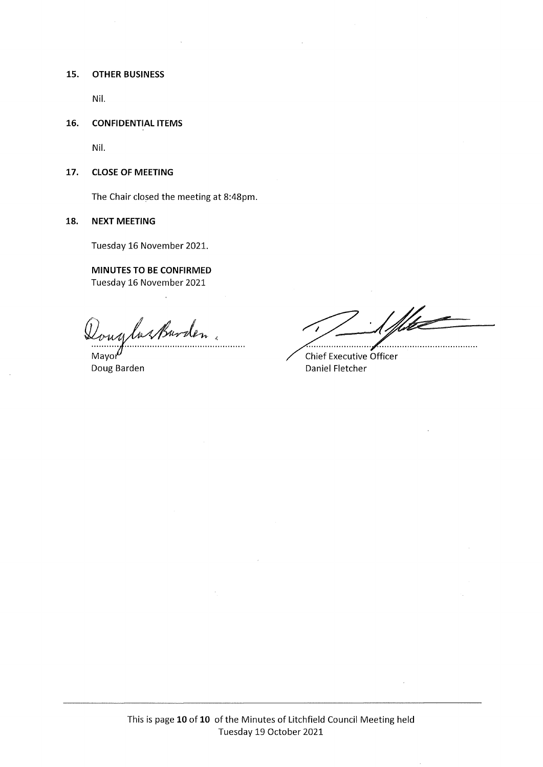## 15. OTHER BUSINESS

Nil.

## 16. CONFIDENTIAL ITEMS

Nil.

## 17. CLOSE OF MEETING

The Chair closed the meeting at 8:48pm.

## 18. NEXT MEETING

Tuesday 16 November 2021.

**MINUTES TO BE CONFIRMED**
Tuesday 16 November 2021

| | |
|---|---|
| ................................................................ | ................................................................ |
| Mayor | Chief Executive Officer |
| Doug Barden | Daniel Fletcher |